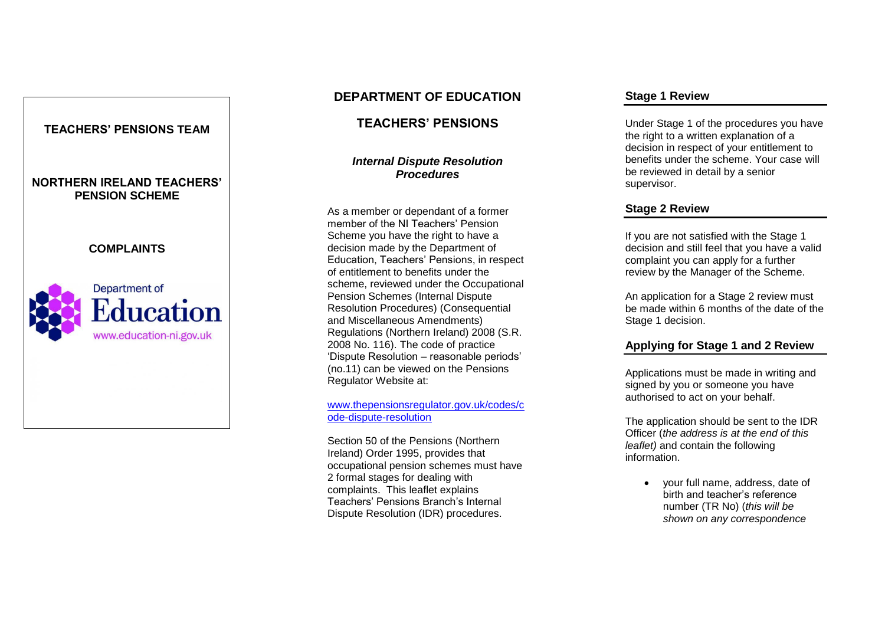## TEACHERS' PENSIONS TEAM

## NORTHERN IRELAND TEACHERS' PENSION SCHEME

## COMPLAINTS

Department of Education

www.education-ni.gov.uk

# DEPARTMENT OF EDUCATION

## TEACHERS' PENSIONS

### *Internal Dispute Resolution Procedures*

As a member or dependant of a former member of the NI Teachers' Pension Scheme you have the right to have a decision made by the Department of Education, Teachers' Pensions, in respect of entitlement to benefits under the scheme, reviewed under the Occupational Pension Schemes (Internal Dispute Resolution Procedures) (Consequential and Miscellaneous Amendments) Regulations (Northern Ireland) 2008 (S.R. 2008 No. 116). The code of practice 'Dispute Resolution – reasonable periods' (no.11) can be viewed on the Pensions Regulator Website at:

www.thepensionsregulator.gov.uk/codes/code-dispute-resolution

Section 50 of the Pensions (Northern Ireland) Order 1995, provides that occupational pension schemes must have 2 formal stages for dealing with complaints. This leaflet explains Teachers' Pensions Branch's Internal Dispute Resolution (IDR) procedures.

## Stage 1 Review

Under Stage 1 of the procedures you have the right to a written explanation of a decision in respect of your entitlement to benefits under the scheme. Your case will be reviewed in detail by a senior supervisor.

## Stage 2 Review

If you are not satisfied with the Stage 1 decision and still feel that you have a valid complaint you can apply for a further review by the Manager of the Scheme.

An application for a Stage 2 review must be made within 6 months of the date of the Stage 1 decision.

## Applying for Stage 1 and 2 Review

Applications must be made in writing and signed by you or someone you have authorised to act on your behalf.

The application should be sent to the IDR Officer (*the address is at the end of this leaflet)* and contain the following information.

- your full name, address, date of birth and teacher's reference number (TR No) (*this will be shown on any correspondence*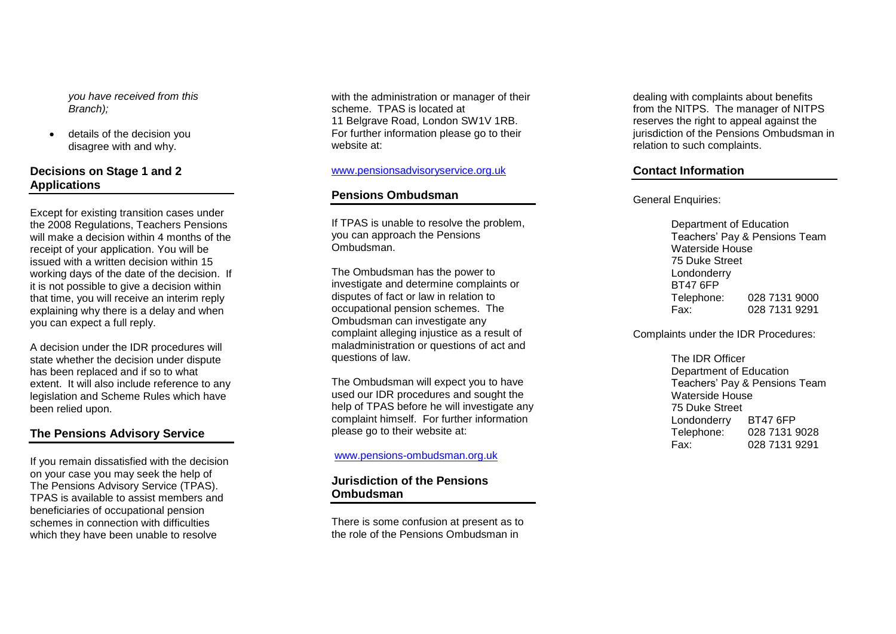*you have received from this Branch);*

- details of the decision you disagree with and why.

## Decisions on Stage 1 and 2 Applications

Except for existing transition cases under the 2008 Regulations, Teachers Pensions will make a decision within 4 months of the receipt of your application. You will be issued with a written decision within 15 working days of the date of the decision. If it is not possible to give a decision within that time, you will receive an interim reply explaining why there is a delay and when you can expect a full reply.

A decision under the IDR procedures will state whether the decision under dispute has been replaced and if so to what extent. It will also include reference to any legislation and Scheme Rules which have been relied upon.

## The Pensions Advisory Service

If you remain dissatisfied with the decision on your case you may seek the help of The Pensions Advisory Service (TPAS). TPAS is available to assist members and beneficiaries of occupational pension schemes in connection with difficulties which they have been unable to resolve with the administration or manager of their scheme. TPAS is located at 11 Belgrave Road, London SW1V 1RB. For further information please go to their website at:

www.pensionsadvisoryservice.org.uk

## Pensions Ombudsman

If TPAS is unable to resolve the problem, you can approach the Pensions Ombudsman.

The Ombudsman has the power to investigate and determine complaints or disputes of fact or law in relation to occupational pension schemes. The Ombudsman can investigate any complaint alleging injustice as a result of maladministration or questions of act and questions of law.

The Ombudsman will expect you to have used our IDR procedures and sought the help of TPAS before he will investigate any complaint himself. For further information please go to their website at:

www.pensions-ombudsman.org.uk

## Jurisdiction of the Pensions Ombudsman

There is some confusion at present as to the role of the Pensions Ombudsman in dealing with complaints about benefits from the NITPS. The manager of NITPS reserves the right to appeal against the jurisdiction of the Pensions Ombudsman in relation to such complaints.

## Contact Information

General Enquiries:

Department of Education
Teachers' Pay & Pensions Team
Waterside House
75 Duke Street
Londonderry
BT47 6FP
Telephone: 028 7131 9000
Fax: 028 7131 9291

Complaints under the IDR Procedures:

The IDR Officer
Department of Education
Teachers' Pay & Pensions Team
Waterside House
75 Duke Street
Londonderry BT47 6FP
Telephone: 028 7131 9028
Fax: 028 7131 9291